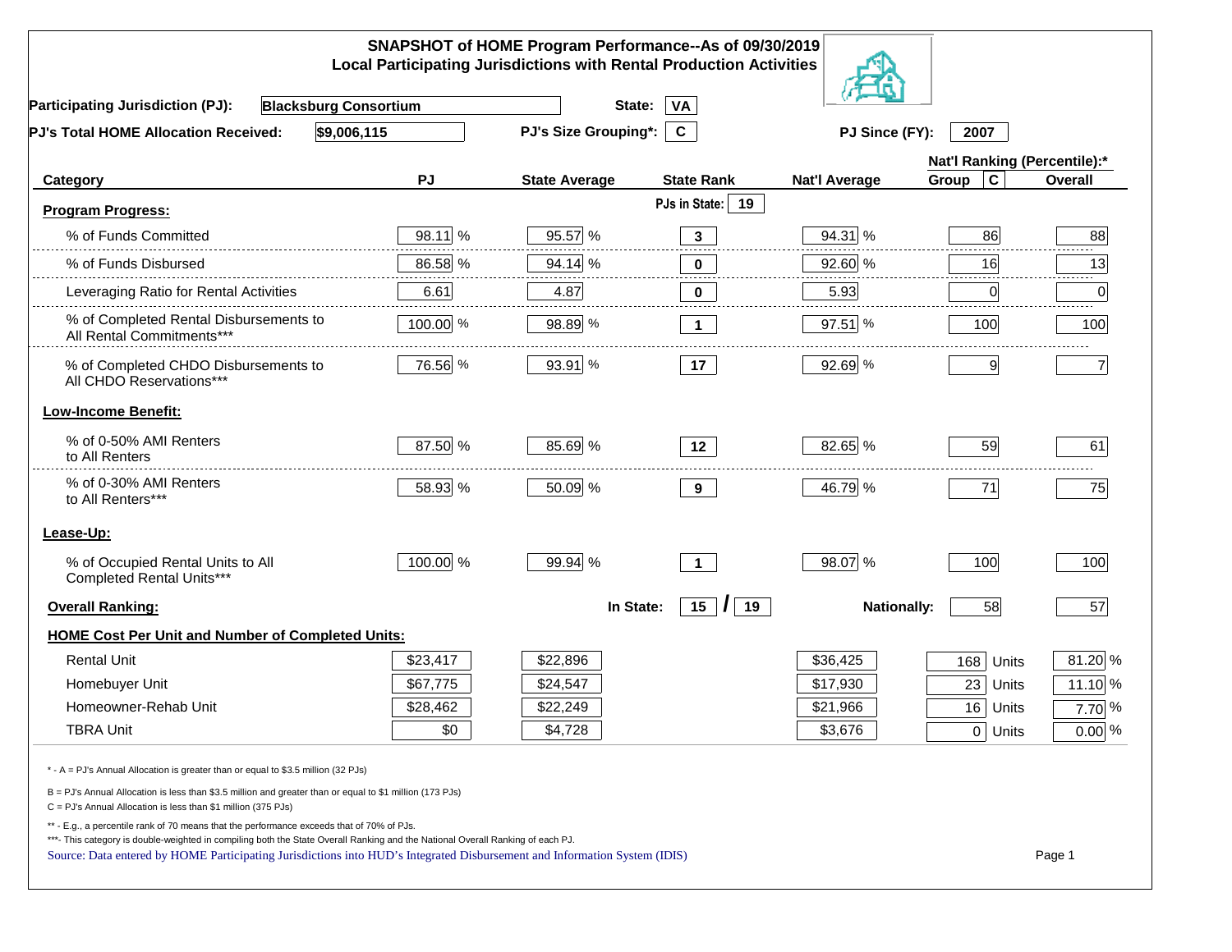# SNAPSHOT of HOME Program Performance--As of 09/30/2019
## Local Participating Jurisdictions with Rental Production Activities

**Participating Jurisdiction (PJ):** Blacksburg Consortium **State:** VA

**PJ's Total HOME Allocation Received:** $9,006,115 **PJ's Size Grouping*:** C **PJ Since (FY):** 2007

| Category | PJ | State Average | State Rank | Nat'l Average | Nat'l Ranking (Percentile):* Group C | Overall |
|---|---|---|---|---|---|---|
| **Program Progress:** | | | PJs in State: 19 | | | |
| % of Funds Committed | 98.11 % | 95.57 % | 3 | 94.31 % | 86 | 88 |
| % of Funds Disbursed | 86.58 % | 94.14 % | 0 | 92.60 % | 16 | 13 |
| Leveraging Ratio for Rental Activities | 6.61 | 4.87 | 0 | 5.93 | 0 | 0 |
| % of Completed Rental Disbursements to All Rental Commitments*** | 100.00 % | 98.89 % | 1 | 97.51 % | 100 | 100 |
| % of Completed CHDO Disbursements to All CHDO Reservations*** | 76.56 % | 93.91 % | 17 | 92.69 % | 9 | 7 |
| **Low-Income Benefit:** | | | | | | |
| % of 0-50% AMI Renters to All Renters | 87.50 % | 85.69 % | 12 | 82.65 % | 59 | 61 |
| % of 0-30% AMI Renters to All Renters*** | 58.93 % | 50.09 % | 9 | 46.79 % | 71 | 75 |
| **Lease-Up:** | | | | | | |
| % of Occupied Rental Units to All Completed Rental Units*** | 100.00 % | 99.94 % | 1 | 98.07 % | 100 | 100 |
| **Overall Ranking:** | | In State: | 15 / 19 | Nationally: | 58 | 57 |
| **HOME Cost Per Unit and Number of Completed Units:** | | | | | | |
| Rental Unit | $23,417 | $22,896 | | $36,425 | 168 Units | 81.20 % |
| Homebuyer Unit | $67,775 | $24,547 | | $17,930 | 23 Units | 11.10 % |
| Homeowner-Rehab Unit | $28,462 | $22,249 | | $21,966 | 16 Units | 7.70 % |
| TBRA Unit | $0 | $4,728 | | $3,676 | 0 Units | 0.00 % |

\* - A = PJ's Annual Allocation is greater than or equal to $3.5 million (32 PJs)

B = PJ's Annual Allocation is less than $3.5 million and greater than or equal to $1 million (173 PJs)

C = PJ's Annual Allocation is less than $1 million (375 PJs)

\** - E.g., a percentile rank of 70 means that the performance exceeds that of 70% of PJs.

\***- This category is double-weighted in compiling both the State Overall Ranking and the National Overall Ranking of each PJ.

Source: Data entered by HOME Participating Jurisdictions into HUD's Integrated Disbursement and Information System (IDIS)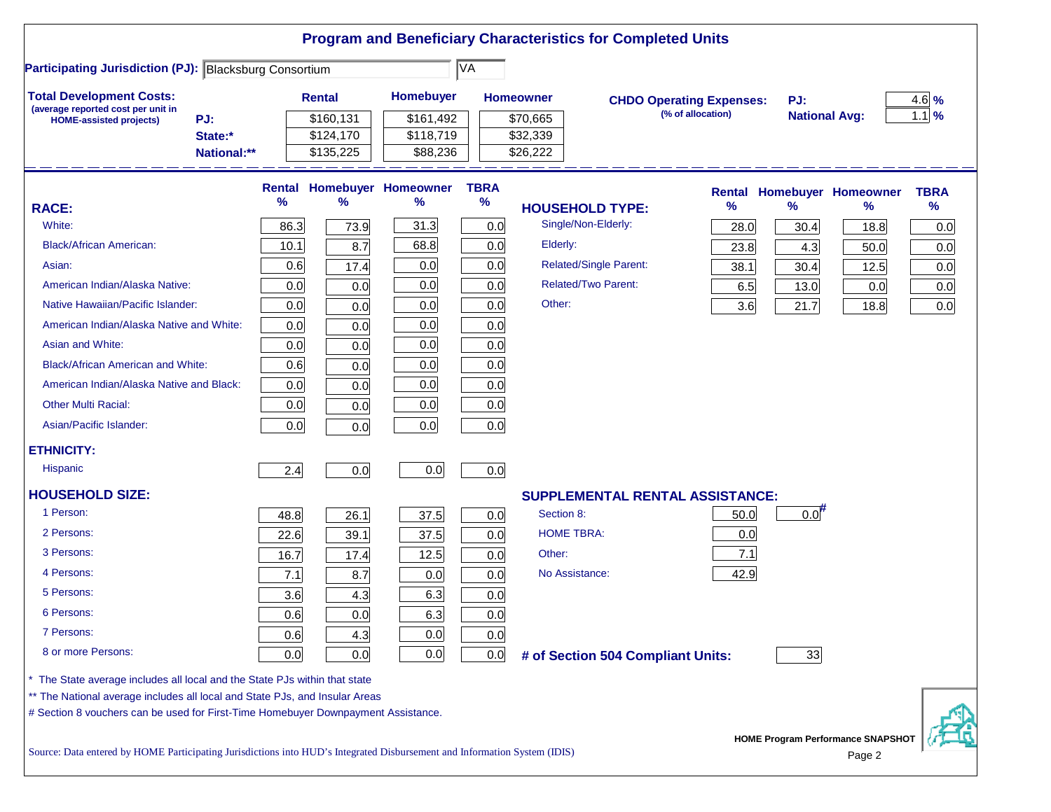# Program and Beneficiary Characteristics for Completed Units

**Participating Jurisdiction (PJ):** Blacksburg Consortium | VA

**Total Development Costs:**
(average reported cost per unit in HOME-assisted projects)

| | Rental | Homebuyer | Homeowner |
|---|---|---|---|
| PJ: | $160,131 | $161,492 | $70,665 |
| State:* | $124,170 | $118,719 | $32,339 |
| National:** | $135,225 | $88,236 | $26,222 |

**CHDO Operating Expenses:** (% of allocation)

| | |
|---|---|
| PJ: | 4.6 % |
| National Avg: | 1.1 % |

| RACE: | Rental % | Homebuyer % | Homeowner % | TBRA % |
|---|---|---|---|---|
| White: | 86.3 | 73.9 | 31.3 | 0.0 |
| Black/African American: | 10.1 | 8.7 | 68.8 | 0.0 |
| Asian: | 0.6 | 17.4 | 0.0 | 0.0 |
| American Indian/Alaska Native: | 0.0 | 0.0 | 0.0 | 0.0 |
| Native Hawaiian/Pacific Islander: | 0.0 | 0.0 | 0.0 | 0.0 |
| American Indian/Alaska Native and White: | 0.0 | 0.0 | 0.0 | 0.0 |
| Asian and White: | 0.0 | 0.0 | 0.0 | 0.0 |
| Black/African American and White: | 0.6 | 0.0 | 0.0 | 0.0 |
| American Indian/Alaska Native and Black: | 0.0 | 0.0 | 0.0 | 0.0 |
| Other Multi Racial: | 0.0 | 0.0 | 0.0 | 0.0 |
| Asian/Pacific Islander: | 0.0 | 0.0 | 0.0 | 0.0 |
| **ETHNICITY:** | | | | |
| Hispanic | 2.4 | 0.0 | 0.0 | 0.0 |
| **HOUSEHOLD SIZE:** | | | | |
| 1 Person: | 48.8 | 26.1 | 37.5 | 0.0 |
| 2 Persons: | 22.6 | 39.1 | 37.5 | 0.0 |
| 3 Persons: | 16.7 | 17.4 | 12.5 | 0.0 |
| 4 Persons: | 7.1 | 8.7 | 0.0 | 0.0 |
| 5 Persons: | 3.6 | 4.3 | 6.3 | 0.0 |
| 6 Persons: | 0.6 | 0.0 | 6.3 | 0.0 |
| 7 Persons: | 0.6 | 4.3 | 0.0 | 0.0 |
| 8 or more Persons: | 0.0 | 0.0 | 0.0 | 0.0 |

| HOUSEHOLD TYPE: | Rental % | Homebuyer % | Homeowner % | TBRA % |
|---|---|---|---|---|
| Single/Non-Elderly: | 28.0 | 30.4 | 18.8 | 0.0 |
| Elderly: | 23.8 | 4.3 | 50.0 | 0.0 |
| Related/Single Parent: | 38.1 | 30.4 | 12.5 | 0.0 |
| Related/Two Parent: | 6.5 | 13.0 | 0.0 | 0.0 |
| Other: | 3.6 | 21.7 | 18.8 | 0.0 |

**SUPPLEMENTAL RENTAL ASSISTANCE:**

| | Rental | Homebuyer |
|---|---|---|
| Section 8: | 50.0 | 0.0# |
| HOME TBRA: | 0.0 | |
| Other: | 7.1 | |
| No Assistance: | 42.9 | |

**# of Section 504 Compliant Units:** 33

\* The State average includes all local and the State PJs within that state

\*\* The National average includes all local and State PJs, and Insular Areas

# Section 8 vouchers can be used for First-Time Homebuyer Downpayment Assistance.

Source: Data entered by HOME Participating Jurisdictions into HUD's Integrated Disbursement and Information System (IDIS)

HOME Program Performance SNAPSHOT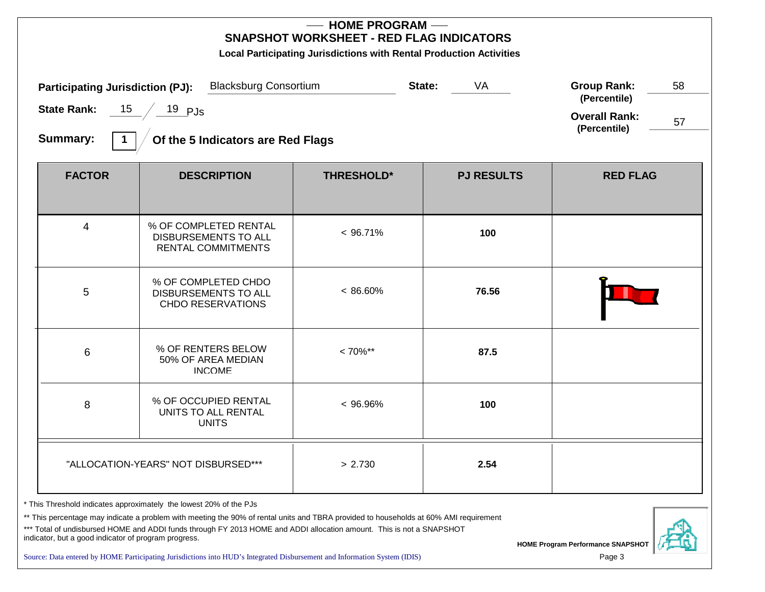# — HOME PROGRAM —

## SNAPSHOT WORKSHEET - RED FLAG INDICATORS

**Local Participating Jurisdictions with Rental Production Activities**

**Participating Jurisdiction (PJ):** Blacksburg Consortium **State:** VA

**Group Rank:** (Percentile) 58

**State Rank:** 15 / 19 PJs

**Overall Rank:** (Percentile) 57

**Summary:** 1 / **Of the 5 Indicators are Red Flags**

| FACTOR | DESCRIPTION | THRESHOLD* | PJ RESULTS | RED FLAG |
|---|---|---|---|---|
| 4 | % OF COMPLETED RENTAL DISBURSEMENTS TO ALL RENTAL COMMITMENTS | < 96.71% | **100** | |
| 5 | % OF COMPLETED CHDO DISBURSEMENTS TO ALL CHDO RESERVATIONS | < 86.60% | **76.56** | Red Flag |
| 6 | % OF RENTERS BELOW 50% OF AREA MEDIAN INCOME | < 70%** | **87.5** | |
| 8 | % OF OCCUPIED RENTAL UNITS TO ALL RENTAL UNITS | < 96.96% | **100** | |
| "ALLOCATION-YEARS" NOT DISBURSED*** | | > 2.730 | **2.54** | |

\* This Threshold indicates approximately the lowest 20% of the PJs

** This percentage may indicate a problem with meeting the 90% of rental units and TBRA provided to households at 60% AMI requirement

*** Total of undisbursed HOME and ADDI funds through FY 2013 HOME and ADDI allocation amount. This is not a SNAPSHOT indicator, but a good indicator of program progress.

Source: Data entered by HOME Participating Jurisdictions into HUD's Integrated Disbursement and Information System (IDIS)